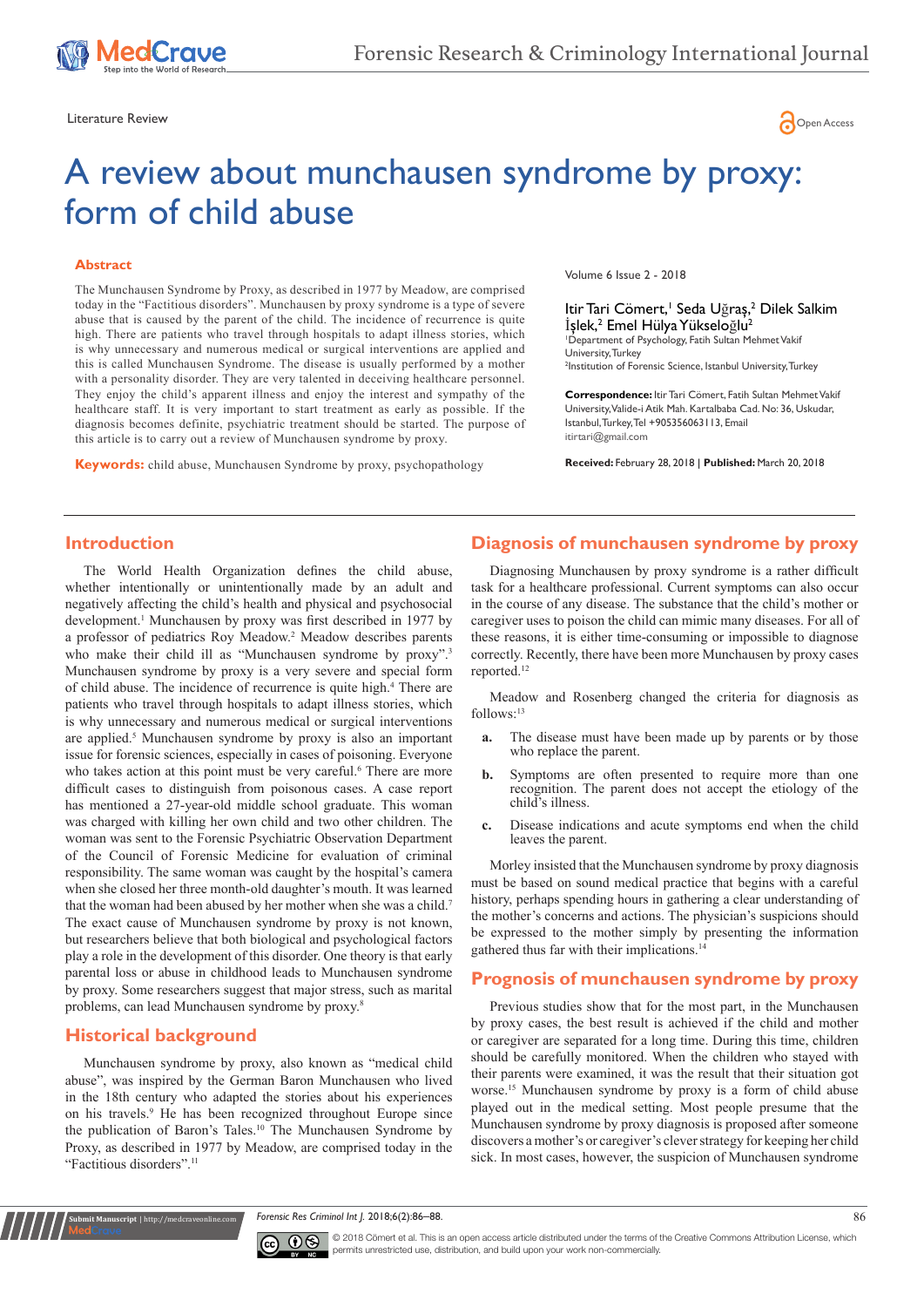Literature Review

Open Access

# A review about munchausen syndrome by proxy: form of child abuse

Volume 6 Issue 2 - 2018

Itir Tari Cömert,[1] Seda Uğraş,[2] Dilek Salkim İşlek,[2] Emel Hülya Yükseloğlu[2]

[1]Department of Psychology, Fatih Sultan Mehmet Vakif University, Turkey
[2]Institution of Forensic Science, Istanbul University, Turkey

**Correspondence:** Itir Tari Cömert, Fatih Sultan Mehmet Vakif University, Valide-i Atik Mah. Kartalbaba Cad. No: 36, Uskudar, Istanbul, Turkey, Tel +905356063113, Email itirtari@gmail.com

**Received:** February 28, 2018 | **Published:** March 20, 2018

## Abstract

The Munchausen Syndrome by Proxy, as described in 1977 by Meadow, are comprised today in the "Factitious disorders". Munchausen by proxy syndrome is a type of severe abuse that is caused by the parent of the child. The incidence of recurrence is quite high. There are patients who travel through hospitals to adapt illness stories, which is why unnecessary and numerous medical or surgical interventions are applied and this is called Munchausen Syndrome. The disease is usually performed by a mother with a personality disorder. They are very talented in deceiving healthcare personnel. They enjoy the child's apparent illness and enjoy the interest and sympathy of the healthcare staff. It is very important to start treatment as early as possible. If the diagnosis becomes definite, psychiatric treatment should be started. The purpose of this article is to carry out a review of Munchausen syndrome by proxy.

**Keywords:** child abuse, Munchausen Syndrome by proxy, psychopathology

## Introduction

The World Health Organization defines the child abuse, whether intentionally or unintentionally made by an adult and negatively affecting the child's health and physical and psychosocial development.[1] Munchausen by proxy was first described in 1977 by a professor of pediatrics Roy Meadow.[2] Meadow describes parents who make their child ill as "Munchausen syndrome by proxy".[3] Munchausen syndrome by proxy is a very severe and special form of child abuse. The incidence of recurrence is quite high.[4] There are patients who travel through hospitals to adapt illness stories, which is why unnecessary and numerous medical or surgical interventions are applied.[5] Munchausen syndrome by proxy is also an important issue for forensic sciences, especially in cases of poisoning. Everyone who takes action at this point must be very careful.[6] There are more difficult cases to distinguish from poisonous cases. A case report has mentioned a 27-year-old middle school graduate. This woman was charged with killing her own child and two other children. The woman was sent to the Forensic Psychiatric Observation Department of the Council of Forensic Medicine for evaluation of criminal responsibility. The same woman was caught by the hospital's camera when she closed her three month-old daughter's mouth. It was learned that the woman had been abused by her mother when she was a child.[7] The exact cause of Munchausen syndrome by proxy is not known, but researchers believe that both biological and psychological factors play a role in the development of this disorder. One theory is that early parental loss or abuse in childhood leads to Munchausen syndrome by proxy. Some researchers suggest that major stress, such as marital problems, can lead Munchausen syndrome by proxy.[8]

## Historical background

Munchausen syndrome by proxy, also known as "medical child abuse", was inspired by the German Baron Munchausen who lived in the 18th century who adapted the stories about his experiences on his travels.[9] He has been recognized throughout Europe since the publication of Baron's Tales.[10] The Munchausen Syndrome by Proxy, as described in 1977 by Meadow, are comprised today in the "Factitious disorders".[11]

## Diagnosis of munchausen syndrome by proxy

Diagnosing Munchausen by proxy syndrome is a rather difficult task for a healthcare professional. Current symptoms can also occur in the course of any disease. The substance that the child's mother or caregiver uses to poison the child can mimic many diseases. For all of these reasons, it is either time-consuming or impossible to diagnose correctly. Recently, there have been more Munchausen by proxy cases reported.[12]

Meadow and Rosenberg changed the criteria for diagnosis as follows:[13]

a. The disease must have been made up by parents or by those who replace the parent.
b. Symptoms are often presented to require more than one recognition. The parent does not accept the etiology of the child's illness.
c. Disease indications and acute symptoms end when the child leaves the parent.

Morley insisted that the Munchausen syndrome by proxy diagnosis must be based on sound medical practice that begins with a careful history, perhaps spending hours in gathering a clear understanding of the mother's concerns and actions. The physician's suspicions should be expressed to the mother simply by presenting the information gathered thus far with their implications.[14]

## Prognosis of munchausen syndrome by proxy

Previous studies show that for the most part, in the Munchausen by proxy cases, the best result is achieved if the child and mother or caregiver are separated for a long time. During this time, children should be carefully monitored. When the children who stayed with their parents were examined, it was the result that their situation got worse.[15] Munchausen syndrome by proxy is a form of child abuse played out in the medical setting. Most people presume that the Munchausen syndrome by proxy diagnosis is proposed after someone discovers a mother's or caregiver's clever strategy for keeping her child sick. In most cases, however, the suspicion of Munchausen syndrome

© 2018 Cömert et al. This is an open access article distributed under the terms of the Creative Commons Attribution License, which permits unrestricted use, distribution, and build upon your work non-commercially.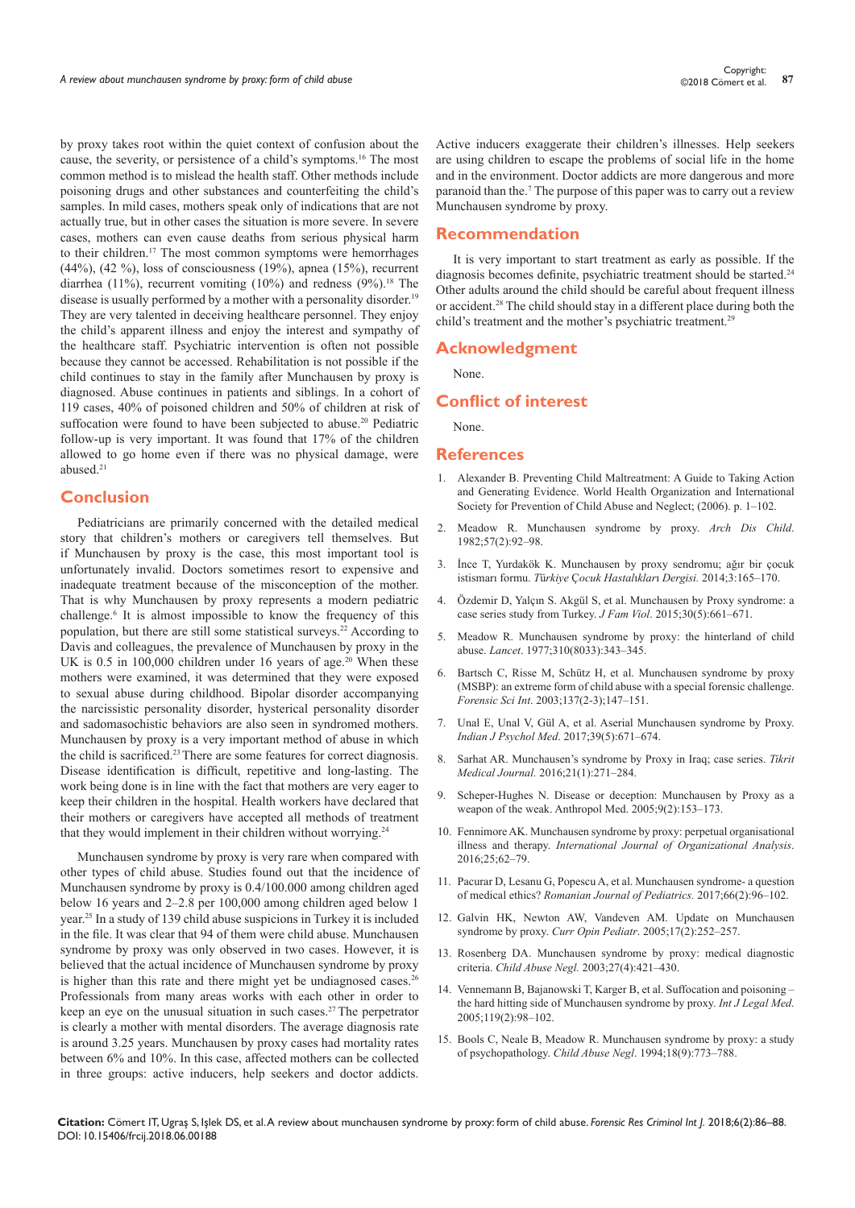by proxy takes root within the quiet context of confusion about the cause, the severity, or persistence of a child's symptoms.[16] The most common method is to mislead the health staff. Other methods include poisoning drugs and other substances and counterfeiting the child's samples. In mild cases, mothers speak only of indications that are not actually true, but in other cases the situation is more severe. In severe cases, mothers can even cause deaths from serious physical harm to their children.[17] The most common symptoms were hemorrhages (44%), (42 %), loss of consciousness (19%), apnea (15%), recurrent diarrhea (11%), recurrent vomiting (10%) and redness (9%).[18] The disease is usually performed by a mother with a personality disorder.[19] They are very talented in deceiving healthcare personnel. They enjoy the child's apparent illness and enjoy the interest and sympathy of the healthcare staff. Psychiatric intervention is often not possible because they cannot be accessed. Rehabilitation is not possible if the child continues to stay in the family after Munchausen by proxy is diagnosed. Abuse continues in patients and siblings. In a cohort of 119 cases, 40% of poisoned children and 50% of children at risk of suffocation were found to have been subjected to abuse.[20] Pediatric follow-up is very important. It was found that 17% of the children allowed to go home even if there was no physical damage, were abused.[21]

## Conclusion

Pediatricians are primarily concerned with the detailed medical story that children's mothers or caregivers tell themselves. But if Munchausen by proxy is the case, this most important tool is unfortunately invalid. Doctors sometimes resort to expensive and inadequate treatment because of the misconception of the mother. That is why Munchausen by proxy represents a modern pediatric challenge.[6] It is almost impossible to know the frequency of this population, but there are still some statistical surveys.[22] According to Davis and colleagues, the prevalence of Munchausen by proxy in the UK is 0.5 in 100,000 children under 16 years of age.[20] When these mothers were examined, it was determined that they were exposed to sexual abuse during childhood. Bipolar disorder accompanying the narcissistic personality disorder, hysterical personality disorder and sadomasochistic behaviors are also seen in syndromed mothers. Munchausen by proxy is a very important method of abuse in which the child is sacrificed.[23] There are some features for correct diagnosis. Disease identification is difficult, repetitive and long-lasting. The work being done is in line with the fact that mothers are very eager to keep their children in the hospital. Health workers have declared that their mothers or caregivers have accepted all methods of treatment that they would implement in their children without worrying.[24]

Munchausen syndrome by proxy is very rare when compared with other types of child abuse. Studies found out that the incidence of Munchausen syndrome by proxy is 0.4/100.000 among children aged below 16 years and 2–2.8 per 100,000 among children aged below 1 year.[25] In a study of 139 child abuse suspicions in Turkey it is included in the file. It was clear that 94 of them were child abuse. Munchausen syndrome by proxy was only observed in two cases. However, it is believed that the actual incidence of Munchausen syndrome by proxy is higher than this rate and there might yet be undiagnosed cases.[26] Professionals from many areas works with each other in order to keep an eye on the unusual situation in such cases.[27] The perpetrator is clearly a mother with mental disorders. The average diagnosis rate is around 3.25 years. Munchausen by proxy cases had mortality rates between 6% and 10%. In this case, affected mothers can be collected in three groups: active inducers, help seekers and doctor addicts. Active inducers exaggerate their children's illnesses. Help seekers are using children to escape the problems of social life in the home and in the environment. Doctor addicts are more dangerous and more paranoid than the.[7] The purpose of this paper was to carry out a review Munchausen syndrome by proxy.

## Recommendation

It is very important to start treatment as early as possible. If the diagnosis becomes definite, psychiatric treatment should be started.[24] Other adults around the child should be careful about frequent illness or accident.[28] The child should stay in a different place during both the child's treatment and the mother's psychiatric treatment.[29]

## Acknowledgment

None.

## Conflict of interest

None.

## References

1. Alexander B. Preventing Child Maltreatment: A Guide to Taking Action and Generating Evidence. World Health Organization and International Society for Prevention of Child Abuse and Neglect; (2006). p. 1–102.
2. Meadow R. Munchausen syndrome by proxy. *Arch Dis Child*. 1982;57(2):92–98.
3. İnce T, Yurdakök K. Munchausen by proxy sendromu; ağır bir çocuk istismarı formu. *Türkiye Çocuk Hastalıkları Dergisi.* 2014;3:165–170.
4. Özdemir D, Yalçın S. Akgül S, et al. Munchausen by Proxy syndrome: a case series study from Turkey. *J Fam Viol*. 2015;30(5):661–671.
5. Meadow R. Munchausen syndrome by proxy: the hinterland of child abuse. *Lancet*. 1977;310(8033):343–345.
6. Bartsch C, Risse M, Schütz H, et al. Munchausen syndrome by proxy (MSBP): an extreme form of child abuse with a special forensic challenge. *Forensic Sci Int*. 2003;137(2-3);147–151.
7. Unal E, Unal V, Gül A, et al. Aserial Munchausen syndrome by Proxy. *Indian J Psychol Med*. 2017;39(5):671–674.
8. Sarhat AR. Munchausen's syndrome by Proxy in Iraq; case series. *Tikrit Medical Journal.* 2016;21(1):271–284.
9. Scheper-Hughes N. Disease or deception: Munchausen by Proxy as a weapon of the weak. Anthropol Med. 2005;9(2):153–173.
10. Fennimore AK. Munchausen syndrome by proxy: perpetual organisational illness and therapy. *International Journal of Organizational Analysis*. 2016;25;62–79.
11. Pacurar D, Lesanu G, Popescu A, et al. Munchausen syndrome- a question of medical ethics? *Romanian Journal of Pediatrics.* 2017;66(2):96–102.
12. Galvin HK, Newton AW, Vandeven AM. Update on Munchausen syndrome by proxy. *Curr Opin Pediatr*. 2005;17(2):252–257.
13. Rosenberg DA. Munchausen syndrome by proxy: medical diagnostic criteria. *Child Abuse Negl.* 2003;27(4):421–430.
14. Vennemann B, Bajanowski T, Karger B, et al. Suffocation and poisoning – the hard hitting side of Munchausen syndrome by proxy. *Int J Legal Med*. 2005;119(2):98–102.
15. Bools C, Neale B, Meadow R. Munchausen syndrome by proxy: a study of psychopathology. *Child Abuse Negl*. 1994;18(9):773–788.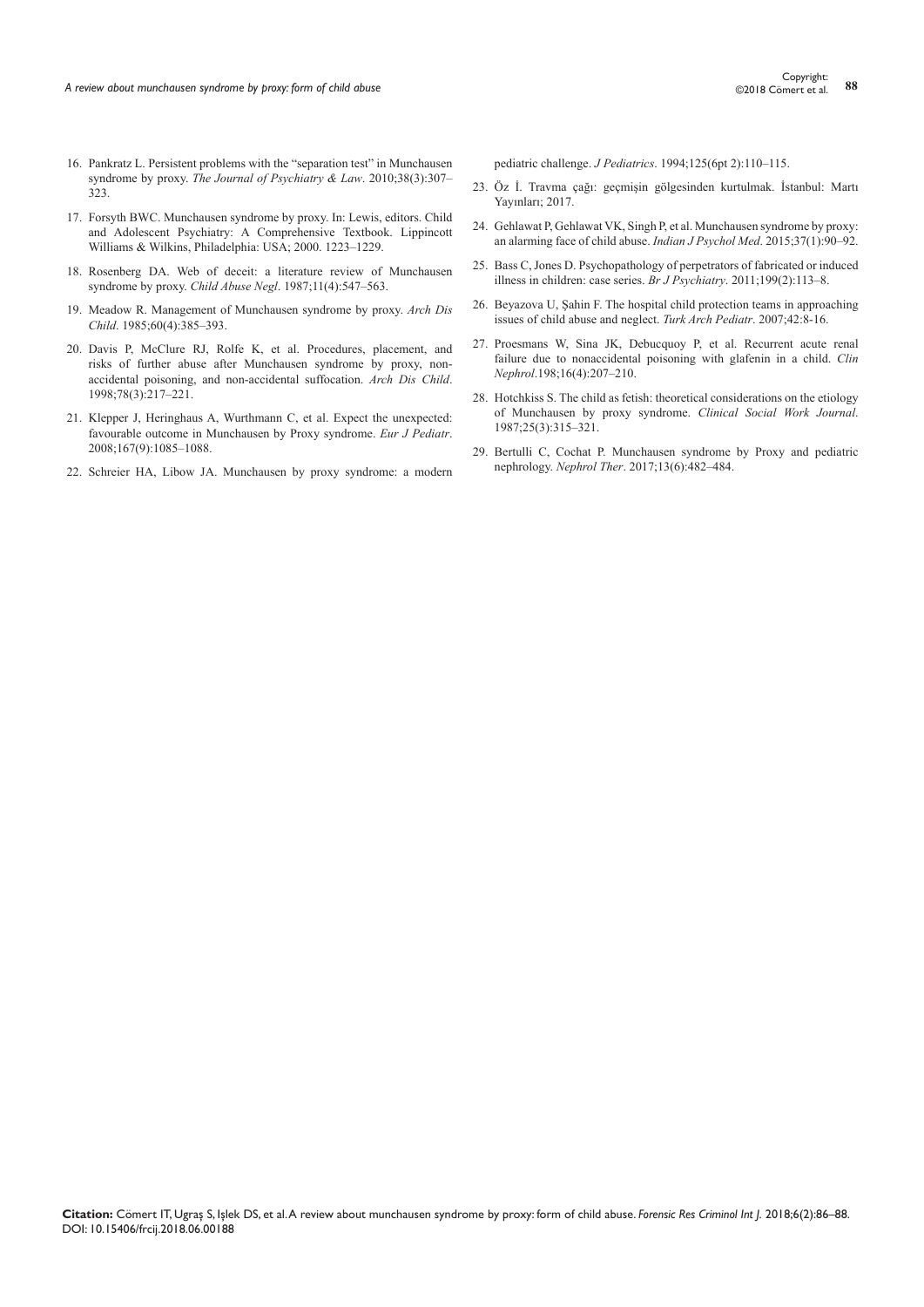16. Pankratz L. Persistent problems with the "separation test" in Munchausen syndrome by proxy. *The Journal of Psychiatry & Law*. 2010;38(3):307–323.
17. Forsyth BWC. Munchausen syndrome by proxy. In: Lewis, editors. Child and Adolescent Psychiatry: A Comprehensive Textbook. Lippincott Williams & Wilkins, Philadelphia: USA; 2000. 1223–1229.
18. Rosenberg DA. Web of deceit: a literature review of Munchausen syndrome by proxy. *Child Abuse Negl*. 1987;11(4):547–563.
19. Meadow R. Management of Munchausen syndrome by proxy. *Arch Dis Child*. 1985;60(4):385–393.
20. Davis P, McClure RJ, Rolfe K, et al. Procedures, placement, and risks of further abuse after Munchausen syndrome by proxy, non-accidental poisoning, and non-accidental suffocation. *Arch Dis Child*. 1998;78(3):217–221.
21. Klepper J, Heringhaus A, Wurthmann C, et al. Expect the unexpected: favourable outcome in Munchausen by Proxy syndrome. *Eur J Pediatr*. 2008;167(9):1085–1088.
22. Schreier HA, Libow JA. Munchausen by proxy syndrome: a modern pediatric challenge. *J Pediatrics*. 1994;125(6pt 2):110–115.
23. Öz İ. Travma çağı: geçmişin gölgesinden kurtulmak. İstanbul: Martı Yayınları; 2017.
24. Gehlawat P, Gehlawat VK, Singh P, et al. Munchausen syndrome by proxy: an alarming face of child abuse. *Indian J Psychol Med*. 2015;37(1):90–92.
25. Bass C, Jones D. Psychopathology of perpetrators of fabricated or induced illness in children: case series. *Br J Psychiatry*. 2011;199(2):113–8.
26. Beyazova U, Şahin F. The hospital child protection teams in approaching issues of child abuse and neglect. *Turk Arch Pediatr*. 2007;42:8-16.
27. Proesmans W, Sina JK, Debucquoy P, et al. Recurrent acute renal failure due to nonaccidental poisoning with glafenin in a child. *Clin Nephrol*.198;16(4):207–210.
28. Hotchkiss S. The child as fetish: theoretical considerations on the etiology of Munchausen by proxy syndrome. *Clinical Social Work Journal*. 1987;25(3):315–321.
29. Bertulli C, Cochat P. Munchausen syndrome by Proxy and pediatric nephrology. *Nephrol Ther*. 2017;13(6):482–484.